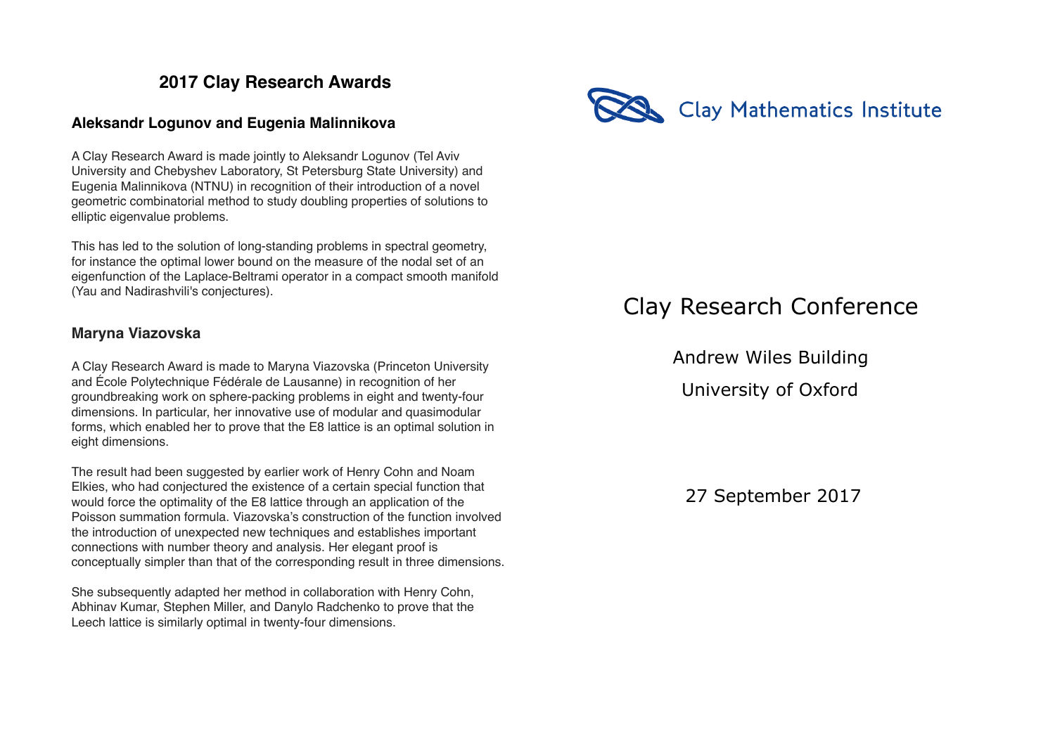# 2017 Clay Research Awards

### Aleksandr Logunov and Eugenia Malinnikova

A Clay Research Award is made jointly to Aleksandr Logunov (Tel Aviv University and Chebyshev Laboratory, St Petersburg State University) and Eugenia Malinnikova (NTNU) in recognition of their introduction of a novel geometric combinatorial method to study doubling properties of solutions to elliptic eigenvalue problems.

This has led to the solution of long-standing problems in spectral geometry, for instance the optimal lower bound on the measure of the nodal set of an eigenfunction of the Laplace-Beltrami operator in a compact smooth manifold (Yau and Nadirashvili's conjectures).

### Maryna Viazovska

A Clay Research Award is made to Maryna Viazovska (Princeton University and École Polytechnique Fédérale de Lausanne) in recognition of her groundbreaking work on sphere-packing problems in eight and twenty-four dimensions. In particular, her innovative use of modular and quasimodular forms, which enabled her to prove that the E8 lattice is an optimal solution in eight dimensions.

The result had been suggested by earlier work of Henry Cohn and Noam Elkies, who had conjectured the existence of a certain special function that would force the optimality of the E8 lattice through an application of the Poisson summation formula. Viazovska's construction of the function involved the introduction of unexpected new techniques and establishes important connections with number theory and analysis. Her elegant proof is conceptually simpler than that of the corresponding result in three dimensions.

She subsequently adapted her method in collaboration with Henry Cohn, Abhinav Kumar, Stephen Miller, and Danylo Radchenko to prove that the Leech lattice is similarly optimal in twenty-four dimensions.

Clay Mathematics Institute

# Clay Research Conference

Andrew Wiles Building

University of Oxford

27 September 2017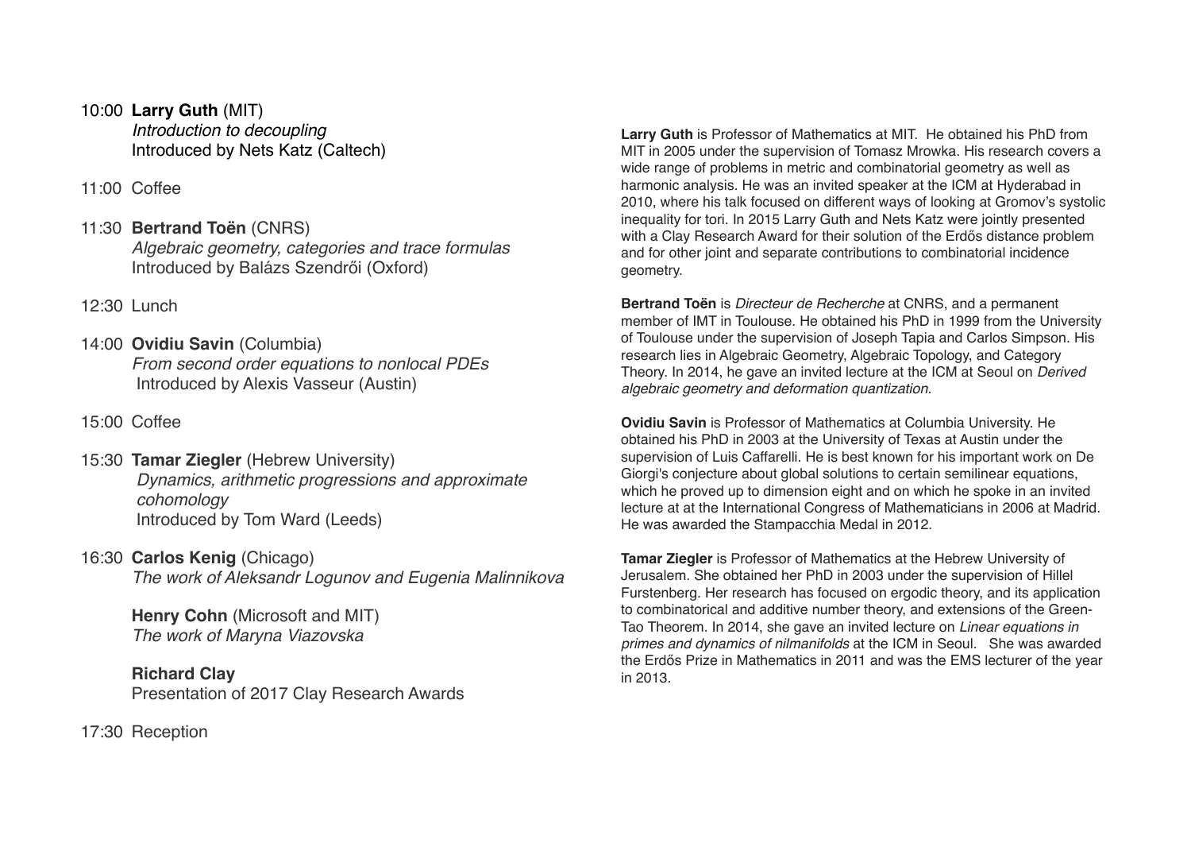10:00 **Larry Guth** (MIT)
*Introduction to decoupling*
Introduced by Nets Katz (Caltech)

11:00 Coffee

11:30 **Bertrand Toën** (CNRS)
*Algebraic geometry, categories and trace formulas*
Introduced by Balázs Szendrői (Oxford)

12:30 Lunch

14:00 **Ovidiu Savin** (Columbia)
*From second order equations to nonlocal PDEs*
Introduced by Alexis Vasseur (Austin)

15:00 Coffee

15:30 **Tamar Ziegler** (Hebrew University)
*Dynamics, arithmetic progressions and approximate cohomology*
Introduced by Tom Ward (Leeds)

16:30 **Carlos Kenig** (Chicago)
*The work of Aleksandr Logunov and Eugenia Malinnikova*

**Henry Cohn** (Microsoft and MIT)
*The work of Maryna Viazovska*

**Richard Clay**
Presentation of 2017 Clay Research Awards

17:30 Reception

**Larry Guth** is Professor of Mathematics at MIT. He obtained his PhD from MIT in 2005 under the supervision of Tomasz Mrowka. His research covers a wide range of problems in metric and combinatorial geometry as well as harmonic analysis. He was an invited speaker at the ICM at Hyderabad in 2010, where his talk focused on different ways of looking at Gromov's systolic inequality for tori. In 2015 Larry Guth and Nets Katz were jointly presented with a Clay Research Award for their solution of the Erdős distance problem and for other joint and separate contributions to combinatorial incidence geometry.

**Bertrand Toën** is *Directeur de Recherche* at CNRS, and a permanent member of IMT in Toulouse. He obtained his PhD in 1999 from the University of Toulouse under the supervision of Joseph Tapia and Carlos Simpson. His research lies in Algebraic Geometry, Algebraic Topology, and Category Theory. In 2014, he gave an invited lecture at the ICM at Seoul on *Derived algebraic geometry and deformation quantization*.

**Ovidiu Savin** is Professor of Mathematics at Columbia University. He obtained his PhD in 2003 at the University of Texas at Austin under the supervision of Luis Caffarelli. He is best known for his important work on De Giorgi's conjecture about global solutions to certain semilinear equations, which he proved up to dimension eight and on which he spoke in an invited lecture at at the International Congress of Mathematicians in 2006 at Madrid. He was awarded the Stampacchia Medal in 2012.

**Tamar Ziegler** is Professor of Mathematics at the Hebrew University of Jerusalem. She obtained her PhD in 2003 under the supervision of Hillel Furstenberg. Her research has focused on ergodic theory, and its application to combinatorical and additive number theory, and extensions of the Green-Tao Theorem. In 2014, she gave an invited lecture on *Linear equations in primes and dynamics of nilmanifolds* at the ICM in Seoul. She was awarded the Erdős Prize in Mathematics in 2011 and was the EMS lecturer of the year in 2013.